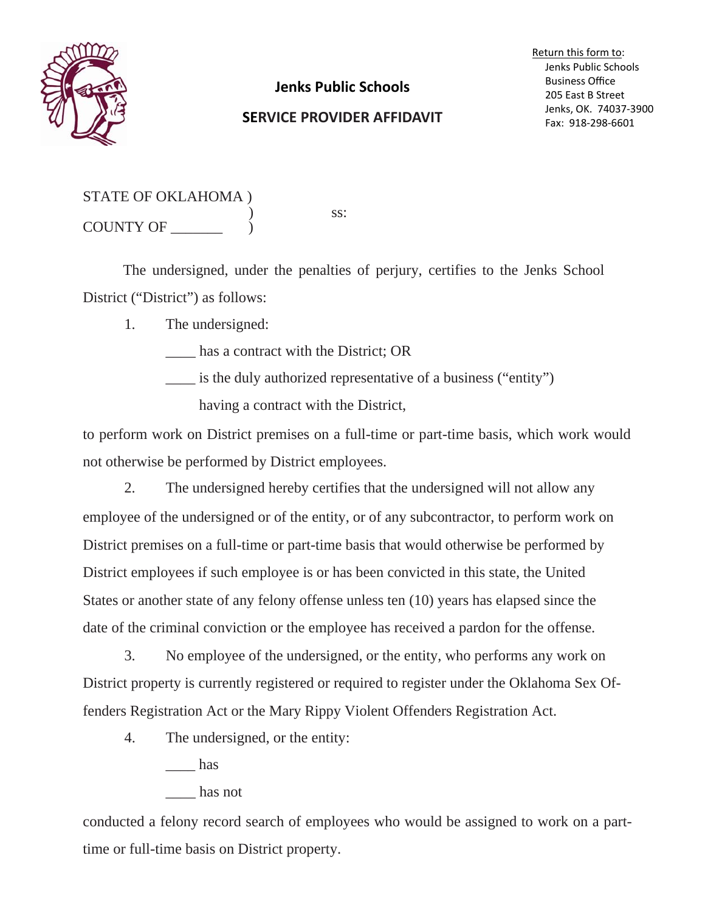Return this form to:
Jenks Public Schools
Business Office
205 East B Street
Jenks, OK. 74037-3900
Fax: 918-298-6601

# Jenks Public Schools

## SERVICE PROVIDER AFFIDAVIT

STATE OF OKLAHOMA )
) ss:
COUNTY OF _______ )

The undersigned, under the penalties of perjury, certifies to the Jenks School District ("District") as follows:

1. The undersigned:

____ has a contract with the District; OR

____ is the duly authorized representative of a business ("entity") having a contract with the District,

to perform work on District premises on a full-time or part-time basis, which work would not otherwise be performed by District employees.

2. The undersigned hereby certifies that the undersigned will not allow any employee of the undersigned or of the entity, or of any subcontractor, to perform work on District premises on a full-time or part-time basis that would otherwise be performed by District employees if such employee is or has been convicted in this state, the United States or another state of any felony offense unless ten (10) years has elapsed since the date of the criminal conviction or the employee has received a pardon for the offense.

3. No employee of the undersigned, or the entity, who performs any work on District property is currently registered or required to register under the Oklahoma Sex Offenders Registration Act or the Mary Rippy Violent Offenders Registration Act.

4. The undersigned, or the entity:

____ has

____ has not

conducted a felony record search of employees who would be assigned to work on a part-time or full-time basis on District property.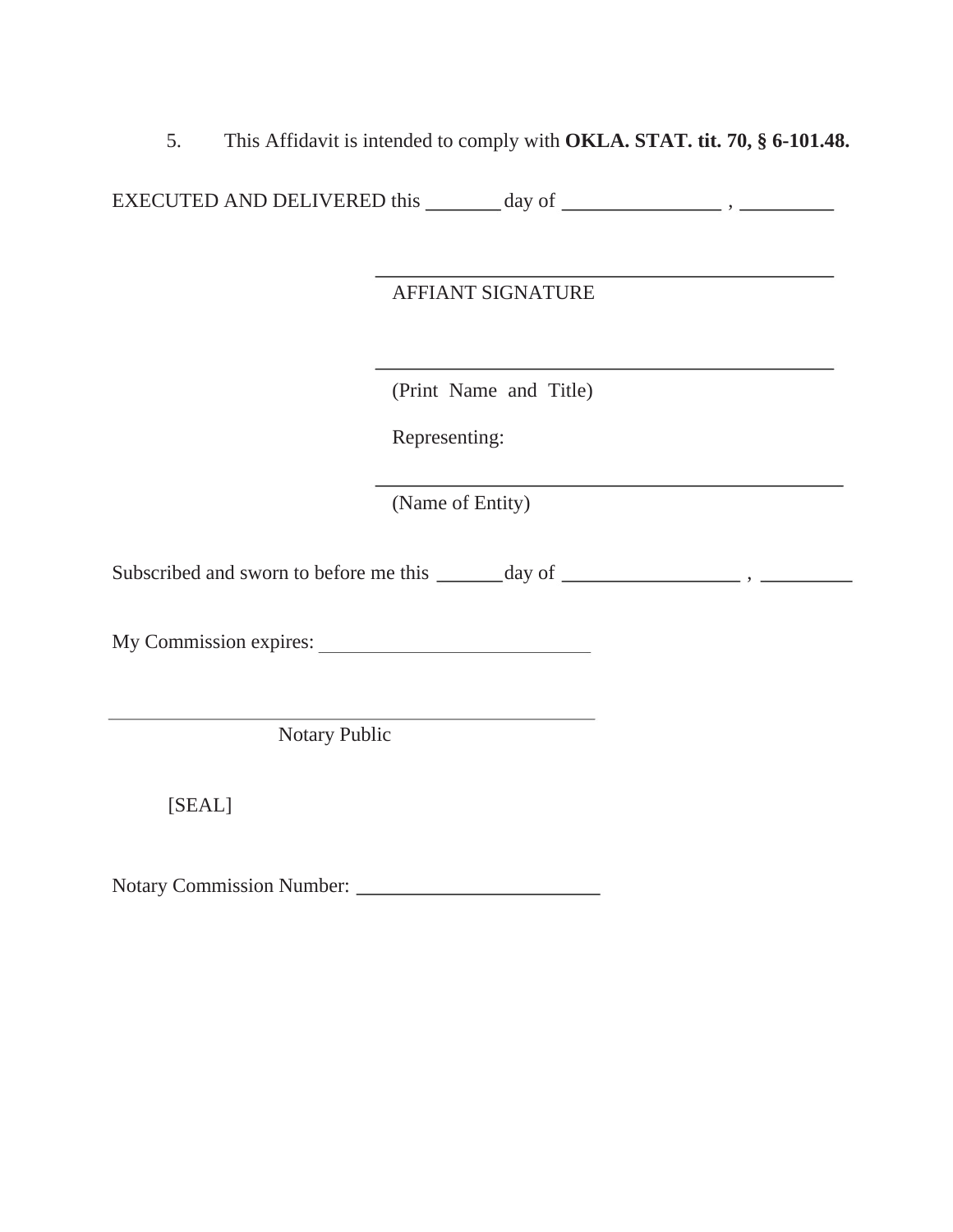5. This Affidavit is intended to comply with **OKLA. STAT. tit. 70, § 6-101.48.**

EXECUTED AND DELIVERED this _______ day of _______________ , _________

_____________________________________________
AFFIANT SIGNATURE

_____________________________________________
(Print Name and Title)

Representing:

_____________________________________________
(Name of Entity)

Subscribed and sworn to before me this ______ day of ________________ , _________

My Commission expires: ___________________________

_____________________________________________
Notary Public

[SEAL]

Notary Commission Number: _______________________